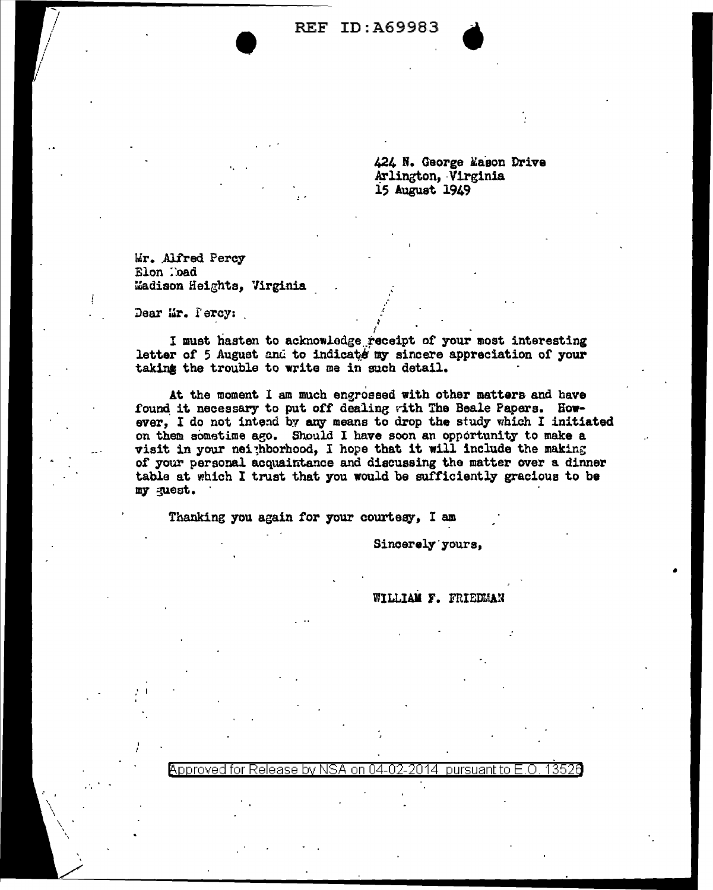424 N. George Mason Drive
Arlington, Virginia
15 August 1949

Mr. Alfred Percy
Elon Road
Madison Heights, Virginia

Dear Mr. Percy:

I must hasten to acknowledge receipt of your most interesting letter of 5 August and to indicate my sincere appreciation of your taking the trouble to write me in such detail.

At the moment I am much engrossed with other matters and have found it necessary to put off dealing with The Beale Papers. However, I do not intend by any means to drop the study which I initiated on them sometime ago. Should I have soon an opportunity to make a visit in your neighborhood, I hope that it will include the making of your personal acquaintance and discussing the matter over a dinner table at which I trust that you would be sufficiently gracious to be my guest.

Thanking you again for your courtesy, I am

Sincerely yours,

WILLIAM F. FRIEDMAN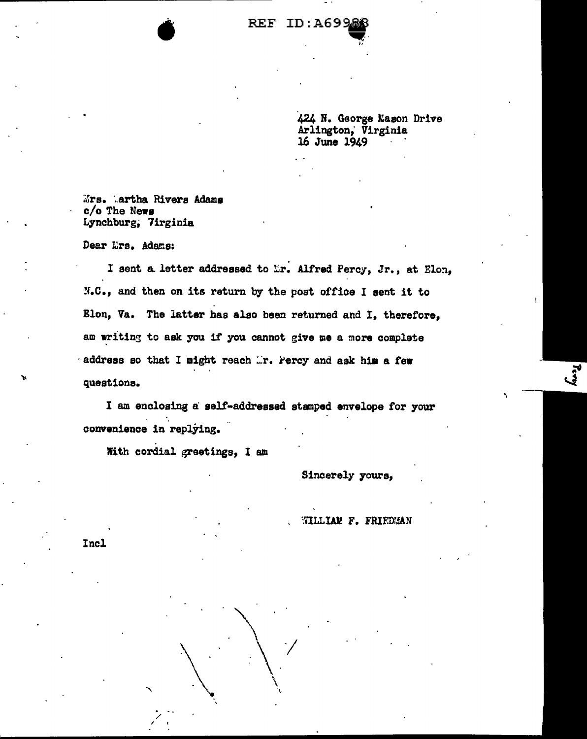REF ID:A69988

424 N. George Mason Drive
Arlington, Virginia
16 June 1949

Mrs. Martha Rivers Adams
c/o The News
Lynchburg, Virginia

Dear Mrs. Adams:

I sent a letter addressed to Mr. Alfred Percy, Jr., at Elon, N.C., and then on its return by the post office I sent it to Elon, Va. The latter has also been returned and I, therefore, am writing to ask you if you cannot give me a more complete address so that I might reach Mr. Percy and ask him a few questions.

I am enclosing a self-addressed stamped envelope for your convenience in replying.

With cordial greetings, I am

Sincerely yours,

WILLIAM F. FRIEDMAN

Incl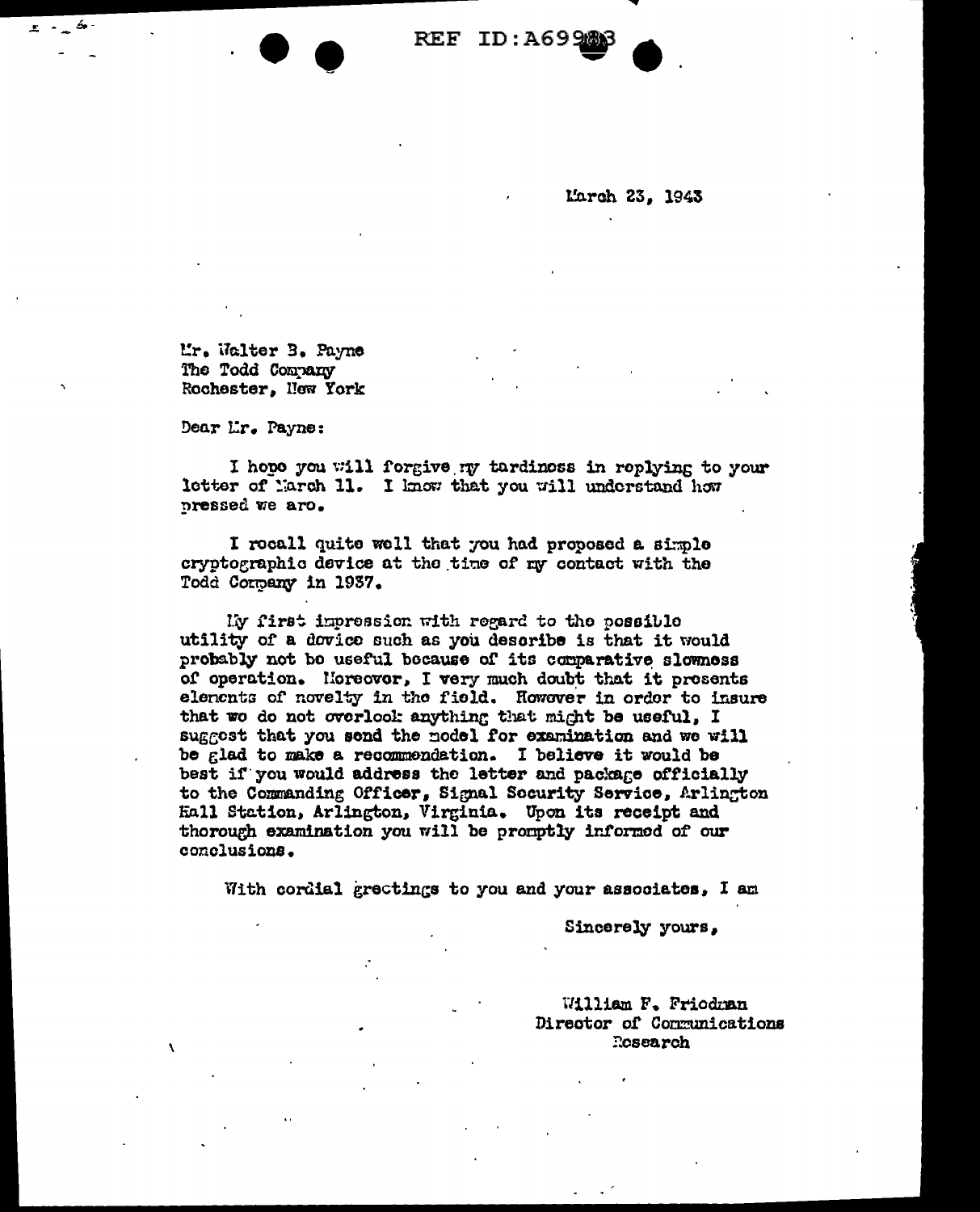REF ID:A69983

March 23, 1943

Mr. Walter B. Payne
The Todd Company
Rochester, New York

Dear Mr. Payne:

I hope you will forgive my tardiness in replying to your letter of March 11. I know that you will understand how pressed we are.

I recall quite well that you had proposed a simple cryptographic device at the time of my contact with the Todd Company in 1937.

My first impression with regard to the possible utility of a device such as you describe is that it would probably not be useful because of its comparative slowness of operation. Moreover, I very much doubt that it presents elements of novelty in the field. However in order to insure that we do not overlook anything that might be useful, I suggest that you send the model for examination and we will be glad to make a recommendation. I believe it would be best if you would address the letter and package officially to the Commanding Officer, Signal Security Service, Arlington Hall Station, Arlington, Virginia. Upon its receipt and thorough examination you will be promptly informed of our conclusions.

With cordial greetings to you and your associates, I am

Sincerely yours,

William F. Friedman
Director of Communications
Research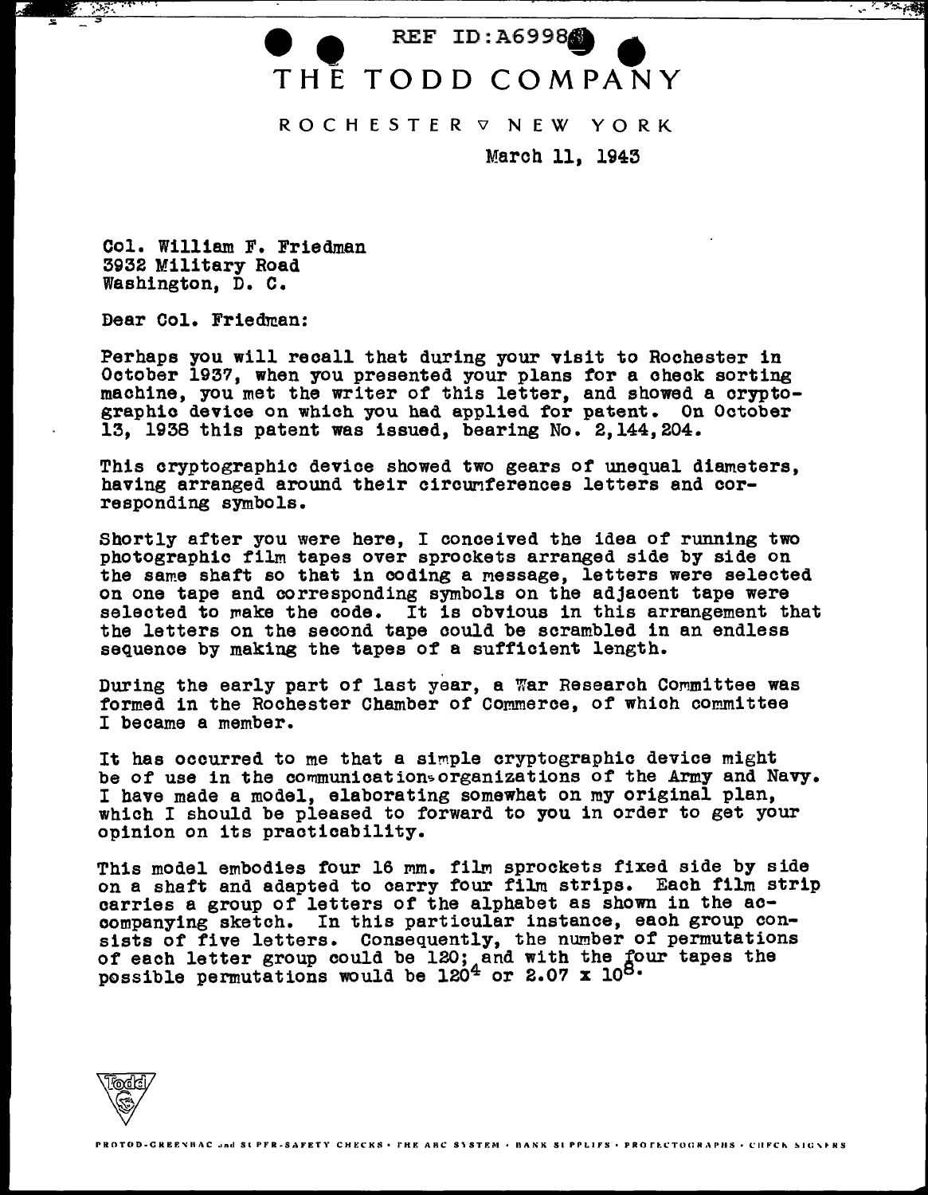REF ID:A69980

# THE TODD COMPANY

ROCHESTER ▽ NEW YORK

March 11, 1943

Col. William F. Friedman
3932 Military Road
Washington, D. C.

Dear Col. Friedman:

Perhaps you will recall that during your visit to Rochester in October 1937, when you presented your plans for a check sorting machine, you met the writer of this letter, and showed a cryptographic device on which you had applied for patent. On October 13, 1938 this patent was issued, bearing No. 2,144,204.

This cryptographic device showed two gears of unequal diameters, having arranged around their circumferences letters and corresponding symbols.

Shortly after you were here, I conceived the idea of running two photographic film tapes over sprockets arranged side by side on the same shaft so that in coding a message, letters were selected on one tape and corresponding symbols on the adjacent tape were selected to make the code. It is obvious in this arrangement that the letters on the second tape could be scrambled in an endless sequence by making the tapes of a sufficient length.

During the early part of last year, a War Research Committee was formed in the Rochester Chamber of Commerce, of which committee I became a member.

It has occurred to me that a simple cryptographic device might be of use in the communications organizations of the Army and Navy. I have made a model, elaborating somewhat on my original plan, which I should be pleased to forward to you in order to get your opinion on its practicability.

This model embodies four 16 mm. film sprockets fixed side by side on a shaft and adapted to carry four film strips. Each film strip carries a group of letters of the alphabet as shown in the accompanying sketch. In this particular instance, each group consists of five letters. Consequently, the number of permutations of each letter group could be 120; and with the four tapes the possible permutations would be $120^4$ or $2.07 \times 10^8$.

PROTOD-GREENBAC and SUPER-SAFETY CHECKS · THE ABC SYSTEM · BANK SUPPLIES · PROTECTOGRAPHS · CHECK SIGNERS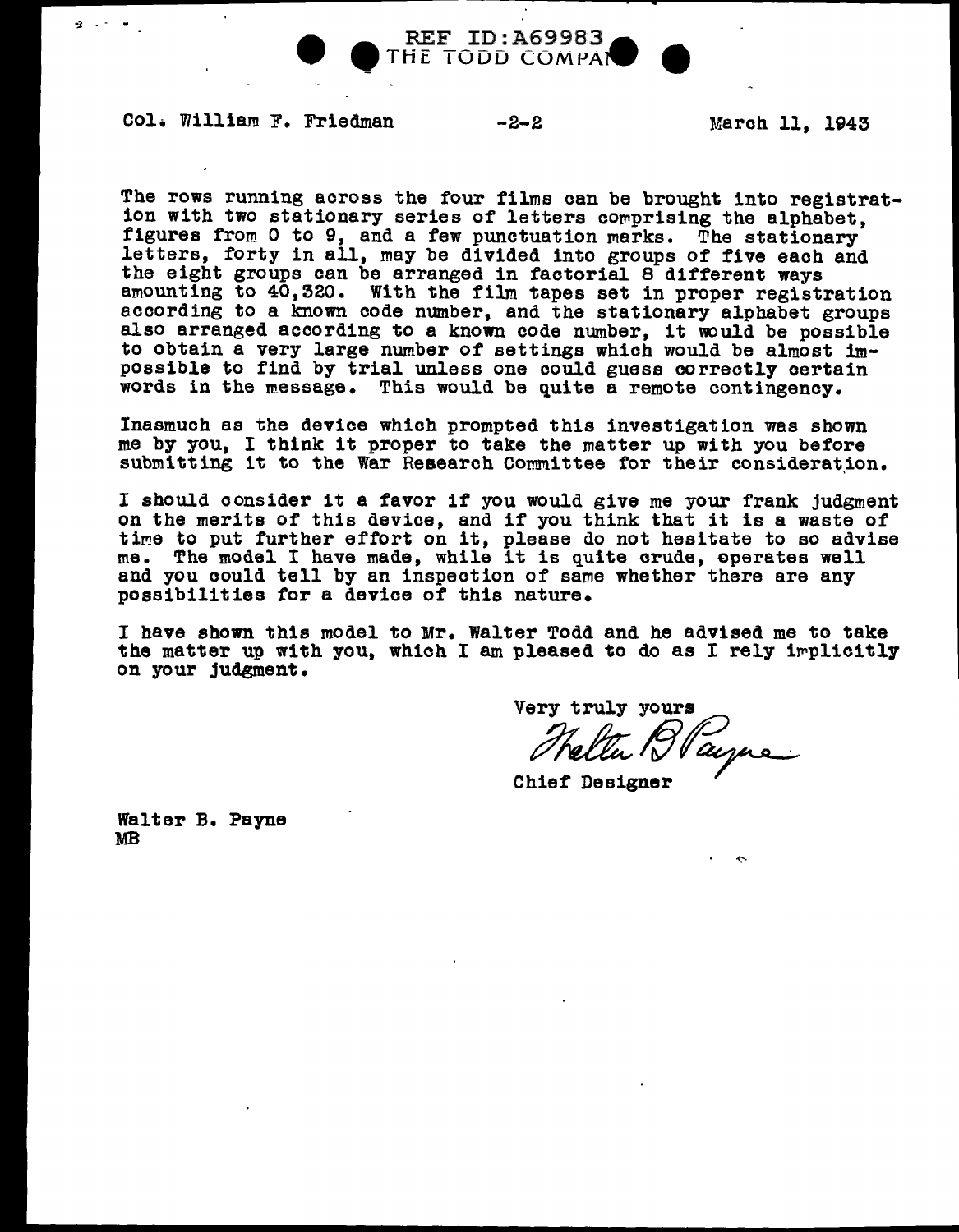Col. William F. Friedman -2-2 March 11, 1943

The rows running across the four films can be brought into registration with two stationary series of letters comprising the alphabet, figures from 0 to 9, and a few punctuation marks. The stationary letters, forty in all, may be divided into groups of five each and the eight groups can be arranged in factorial 8 different ways amounting to 40,320. With the film tapes set in proper registration according to a known code number, and the stationary alphabet groups also arranged according to a known code number, it would be possible to obtain a very large number of settings which would be almost impossible to find by trial unless one could guess correctly certain words in the message. This would be quite a remote contingency.

Inasmuch as the device which prompted this investigation was shown me by you, I think it proper to take the matter up with you before submitting it to the War Research Committee for their consideration.

I should consider it a favor if you would give me your frank judgment on the merits of this device, and if you think that it is a waste of time to put further effort on it, please do not hesitate to so advise me. The model I have made, while it is quite crude, operates well and you could tell by an inspection of same whether there are any possibilities for a device of this nature.

I have shown this model to Mr. Walter Todd and he advised me to take the matter up with you, which I am pleased to do as I rely implicitly on your judgment.

Very truly yours

Walter B Payne

Chief Designer

Walter B. Payne
MB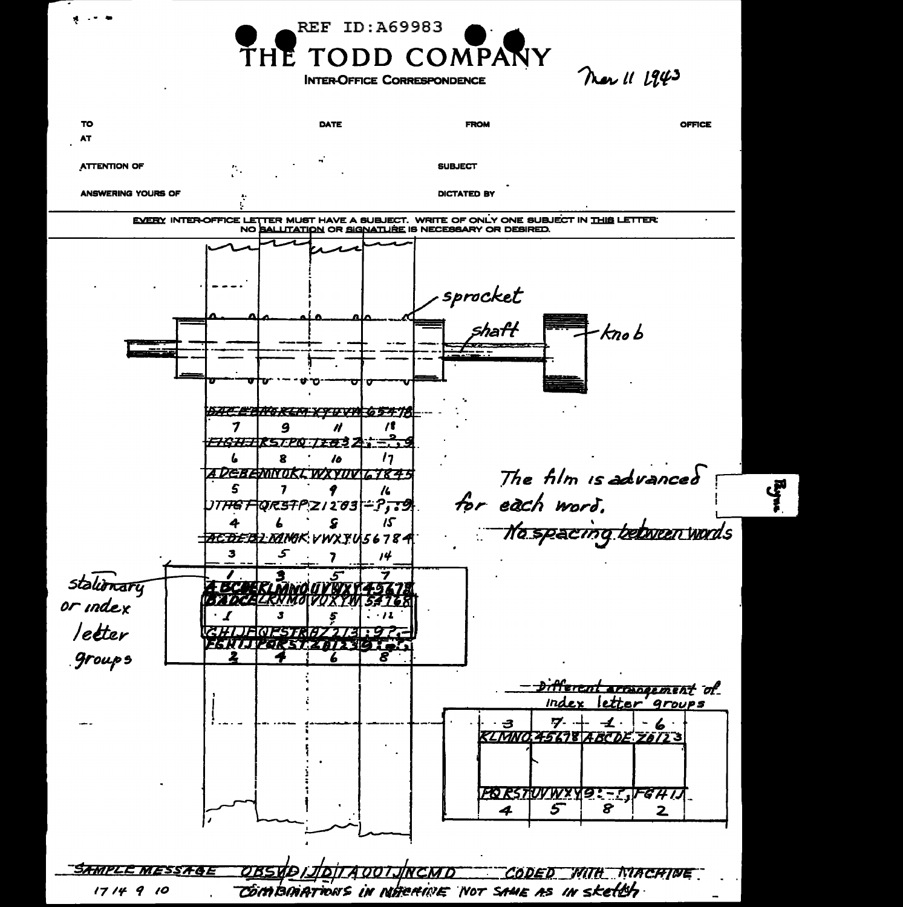REF ID:A69983

# THE TODD COMPANY

INTER-OFFICE CORRESPONDENCE

Mar 11 1943

TO | DATE | FROM | OFFICE

AT

ATTENTION OF | SUBJECT

ANSWERING YOURS OF | DICTATED BY

EVERY INTER-OFFICE LETTER MUST HAVE A SUBJECT. WRITE OF ONLY ONE SUBJECT IN THIS LETTER. NO SALUTATION OR SIGNATURE IS NECESSARY OR DESIRED.

sprocket

shaft

knob

The film is advanced for each word.

No spacing between words

stationary or index letter groups

Different arrangement of index letter groups

SAMPLE MESSAGE OBSVD/J/D/TAOOTJ/NCMD CODED WITH MACHINE 17 14 9 10 COMBINATIONS IN MACHINE NOT SAME AS IN sketch